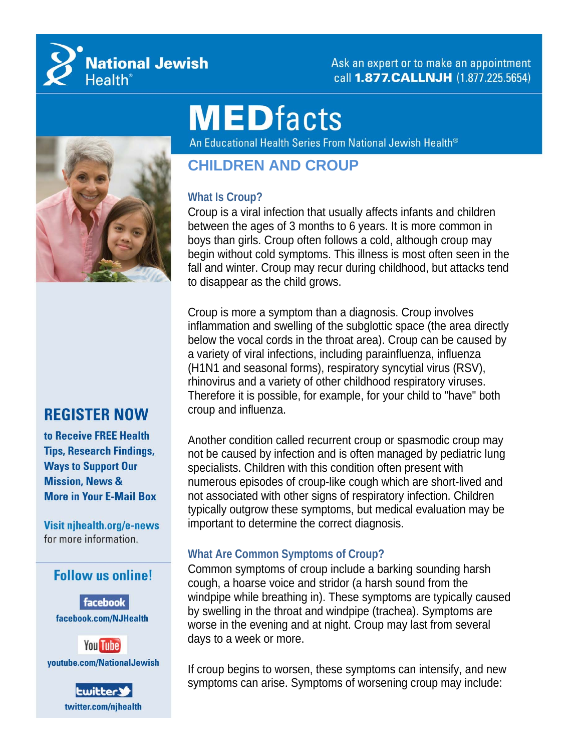National Jewish Health®

Ask an expert or to make an appointment call **1.877.CALLNJH** (1.877.225.5654)

# MEDfacts

An Educational Health Series From National Jewish Health®

## CHILDREN AND CROUP

### What Is Croup?

Croup is a viral infection that usually affects infants and children between the ages of 3 months to 6 years. It is more common in boys than girls. Croup often follows a cold, although croup may begin without cold symptoms. This illness is most often seen in the fall and winter. Croup may recur during childhood, but attacks tend to disappear as the child grows.

Croup is more a symptom than a diagnosis. Croup involves inflammation and swelling of the subglottic space (the area directly below the vocal cords in the throat area). Croup can be caused by a variety of viral infections, including parainfluenza, influenza (H1N1 and seasonal forms), respiratory syncytial virus (RSV), rhinovirus and a variety of other childhood respiratory viruses. Therefore it is possible, for example, for your child to "have" both croup and influenza.

Another condition called recurrent croup or spasmodic croup may not be caused by infection and is often managed by pediatric lung specialists. Children with this condition often present with numerous episodes of croup-like cough which are short-lived and not associated with other signs of respiratory infection. Children typically outgrow these symptoms, but medical evaluation may be important to determine the correct diagnosis.

### What Are Common Symptoms of Croup?

Common symptoms of croup include a barking sounding harsh cough, a hoarse voice and stridor (a harsh sound from the windpipe while breathing in). These symptoms are typically caused by swelling in the throat and windpipe (trachea). Symptoms are worse in the evening and at night. Croup may last from several days to a week or more.

If croup begins to worsen, these symptoms can intensify, and new symptoms can arise. Symptoms of worsening croup may include:

**REGISTER NOW**

**to Receive FREE Health Tips, Research Findings, Ways to Support Our Mission, News & More in Your E-Mail Box**

**Visit njhealth.org/e-news** for more information.

**Follow us online!**

facebook
facebook.com/NJHealth

YouTube
youtube.com/NationalJewish

twitter
twitter.com/njhealth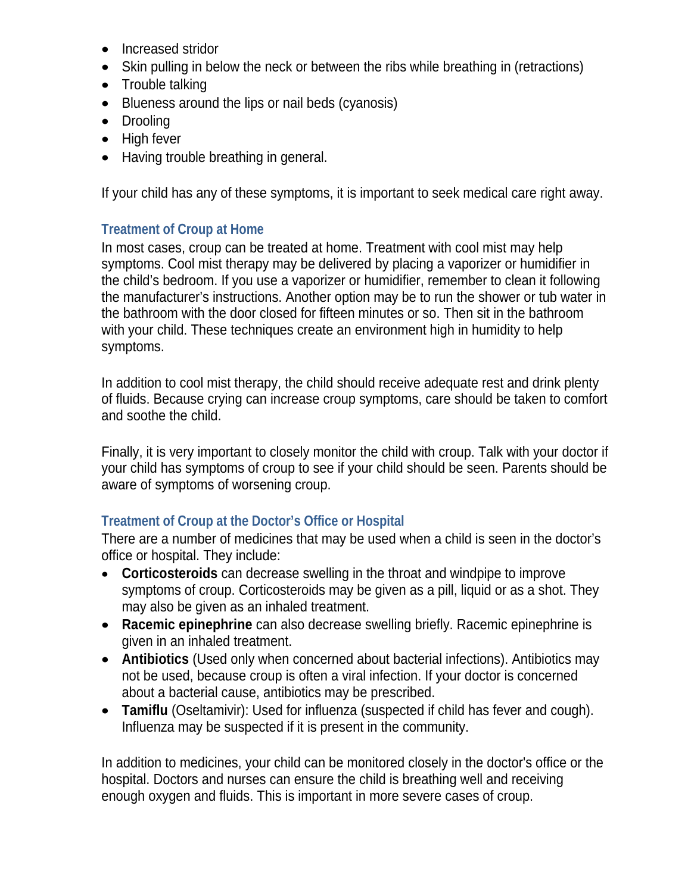- Increased stridor
- Skin pulling in below the neck or between the ribs while breathing in (retractions)
- Trouble talking
- Blueness around the lips or nail beds (cyanosis)
- Drooling
- High fever
- Having trouble breathing in general.

If your child has any of these symptoms, it is important to seek medical care right away.

### Treatment of Croup at Home

In most cases, croup can be treated at home. Treatment with cool mist may help symptoms. Cool mist therapy may be delivered by placing a vaporizer or humidifier in the child's bedroom. If you use a vaporizer or humidifier, remember to clean it following the manufacturer's instructions. Another option may be to run the shower or tub water in the bathroom with the door closed for fifteen minutes or so. Then sit in the bathroom with your child. These techniques create an environment high in humidity to help symptoms.

In addition to cool mist therapy, the child should receive adequate rest and drink plenty of fluids. Because crying can increase croup symptoms, care should be taken to comfort and soothe the child.

Finally, it is very important to closely monitor the child with croup. Talk with your doctor if your child has symptoms of croup to see if your child should be seen. Parents should be aware of symptoms of worsening croup.

### Treatment of Croup at the Doctor's Office or Hospital

There are a number of medicines that may be used when a child is seen in the doctor's office or hospital. They include:

- **Corticosteroids** can decrease swelling in the throat and windpipe to improve symptoms of croup. Corticosteroids may be given as a pill, liquid or as a shot. They may also be given as an inhaled treatment.
- **Racemic epinephrine** can also decrease swelling briefly. Racemic epinephrine is given in an inhaled treatment.
- **Antibiotics** (Used only when concerned about bacterial infections). Antibiotics may not be used, because croup is often a viral infection. If your doctor is concerned about a bacterial cause, antibiotics may be prescribed.
- **Tamiflu** (Oseltamivir): Used for influenza (suspected if child has fever and cough). Influenza may be suspected if it is present in the community.

In addition to medicines, your child can be monitored closely in the doctor's office or the hospital. Doctors and nurses can ensure the child is breathing well and receiving enough oxygen and fluids. This is important in more severe cases of croup.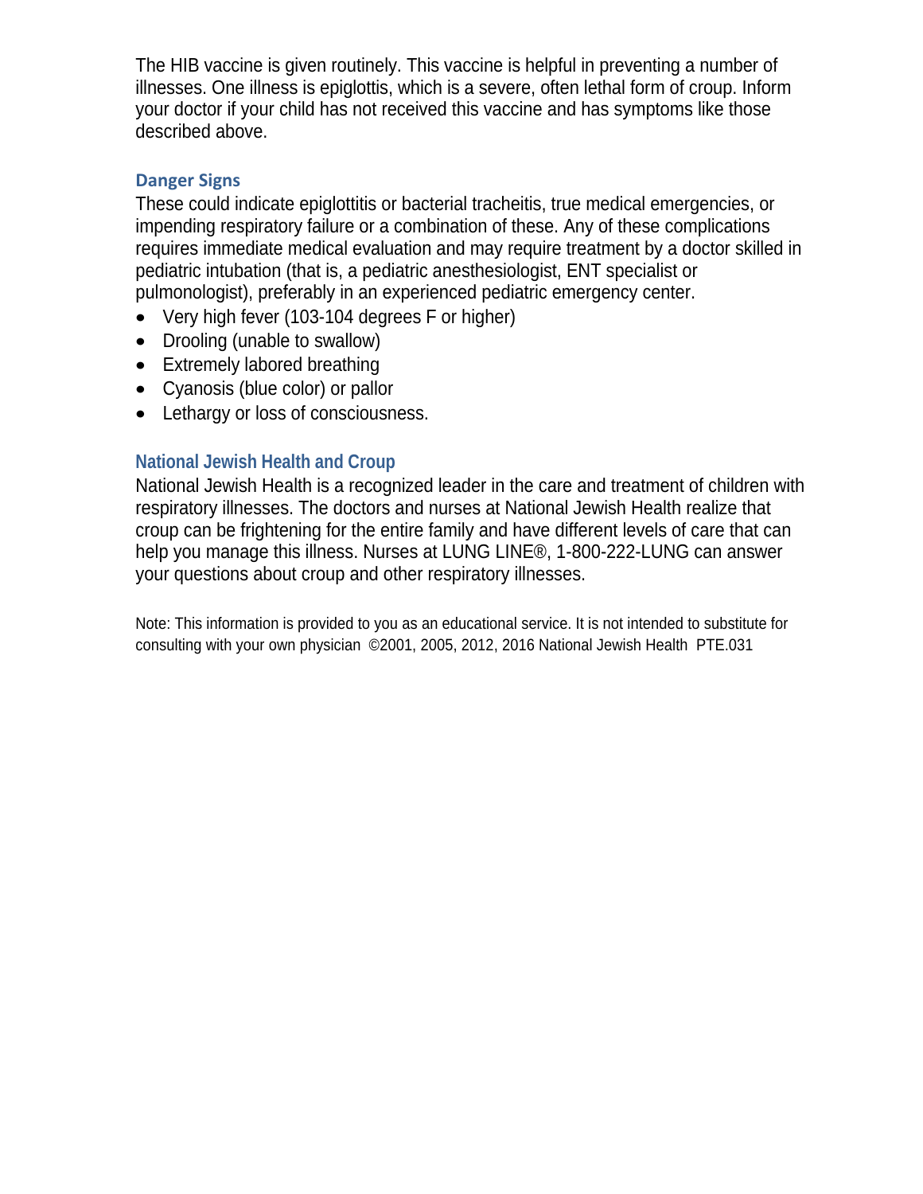The HIB vaccine is given routinely. This vaccine is helpful in preventing a number of illnesses. One illness is epiglottis, which is a severe, often lethal form of croup. Inform your doctor if your child has not received this vaccine and has symptoms like those described above.

## Danger Signs

These could indicate epiglottitis or bacterial tracheitis, true medical emergencies, or impending respiratory failure or a combination of these. Any of these complications requires immediate medical evaluation and may require treatment by a doctor skilled in pediatric intubation (that is, a pediatric anesthesiologist, ENT specialist or pulmonologist), preferably in an experienced pediatric emergency center.

- Very high fever (103-104 degrees F or higher)
- Drooling (unable to swallow)
- Extremely labored breathing
- Cyanosis (blue color) or pallor
- Lethargy or loss of consciousness.

## National Jewish Health and Croup

National Jewish Health is a recognized leader in the care and treatment of children with respiratory illnesses. The doctors and nurses at National Jewish Health realize that croup can be frightening for the entire family and have different levels of care that can help you manage this illness. Nurses at LUNG LINE®, 1-800-222-LUNG can answer your questions about croup and other respiratory illnesses.

Note: This information is provided to you as an educational service. It is not intended to substitute for consulting with your own physician ©2001, 2005, 2012, 2016 National Jewish Health PTE.031